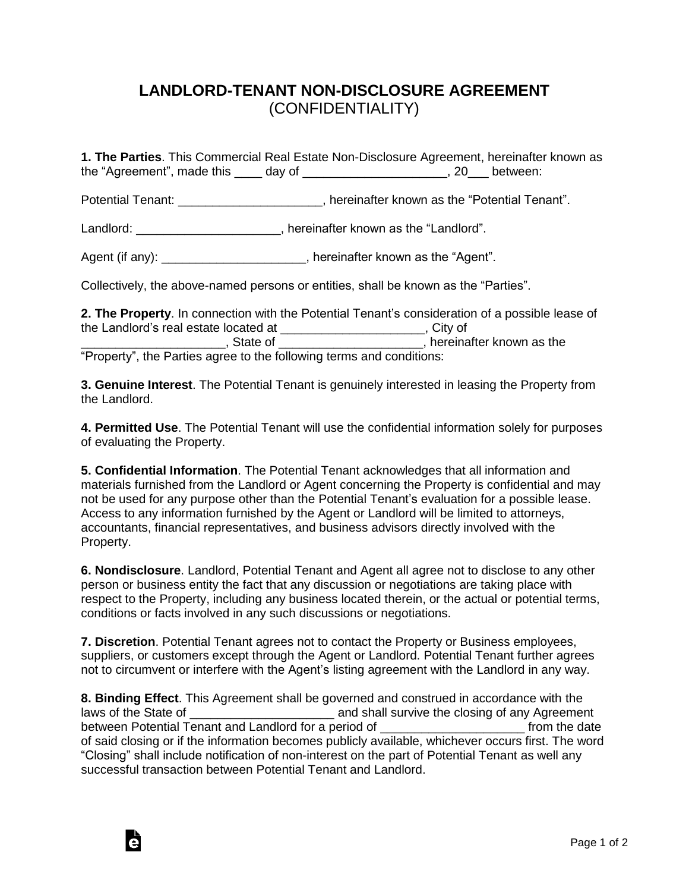# LANDLORD-TENANT NON-DISCLOSURE AGREEMENT
(CONFIDENTIALITY)

**1. The Parties**. This Commercial Real Estate Non-Disclosure Agreement, hereinafter known as the "Agreement", made this ____ day of ____________________, 20___ between:

Potential Tenant: ____________________, hereinafter known as the "Potential Tenant".

Landlord: ____________________, hereinafter known as the "Landlord".

Agent (if any): ____________________, hereinafter known as the "Agent".

Collectively, the above-named persons or entities, shall be known as the "Parties".

**2. The Property**. In connection with the Potential Tenant's consideration of a possible lease of the Landlord's real estate located at ____________________, City of ____________________, State of ____________________, hereinafter known as the "Property", the Parties agree to the following terms and conditions:

**3. Genuine Interest**. The Potential Tenant is genuinely interested in leasing the Property from the Landlord.

**4. Permitted Use**. The Potential Tenant will use the confidential information solely for purposes of evaluating the Property.

**5. Confidential Information**. The Potential Tenant acknowledges that all information and materials furnished from the Landlord or Agent concerning the Property is confidential and may not be used for any purpose other than the Potential Tenant's evaluation for a possible lease. Access to any information furnished by the Agent or Landlord will be limited to attorneys, accountants, financial representatives, and business advisors directly involved with the Property.

**6. Nondisclosure**. Landlord, Potential Tenant and Agent all agree not to disclose to any other person or business entity the fact that any discussion or negotiations are taking place with respect to the Property, including any business located therein, or the actual or potential terms, conditions or facts involved in any such discussions or negotiations.

**7. Discretion**. Potential Tenant agrees not to contact the Property or Business employees, suppliers, or customers except through the Agent or Landlord. Potential Tenant further agrees not to circumvent or interfere with the Agent's listing agreement with the Landlord in any way.

**8. Binding Effect**. This Agreement shall be governed and construed in accordance with the laws of the State of ____________________ and shall survive the closing of any Agreement between Potential Tenant and Landlord for a period of ____________________ from the date of said closing or if the information becomes publicly available, whichever occurs first. The word "Closing" shall include notification of non-interest on the part of Potential Tenant as well any successful transaction between Potential Tenant and Landlord.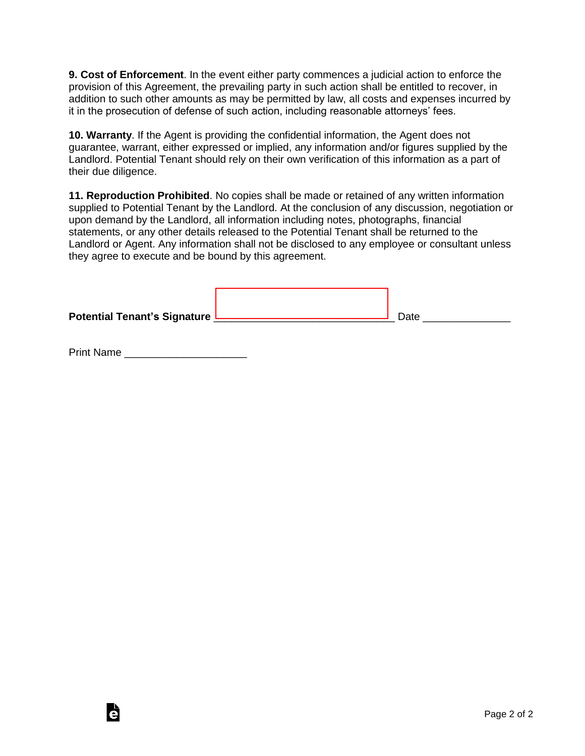**9. Cost of Enforcement**. In the event either party commences a judicial action to enforce the provision of this Agreement, the prevailing party in such action shall be entitled to recover, in addition to such other amounts as may be permitted by law, all costs and expenses incurred by it in the prosecution of defense of such action, including reasonable attorneys' fees.

**10. Warranty**. If the Agent is providing the confidential information, the Agent does not guarantee, warrant, either expressed or implied, any information and/or figures supplied by the Landlord. Potential Tenant should rely on their own verification of this information as a part of their due diligence.

**11. Reproduction Prohibited**. No copies shall be made or retained of any written information supplied to Potential Tenant by the Landlord. At the conclusion of any discussion, negotiation or upon demand by the Landlord, all information including notes, photographs, financial statements, or any other details released to the Potential Tenant shall be returned to the Landlord or Agent. Any information shall not be disclosed to any employee or consultant unless they agree to execute and be bound by this agreement.

**Potential Tenant's Signature** ______________________________ Date _______________

Print Name _____________________